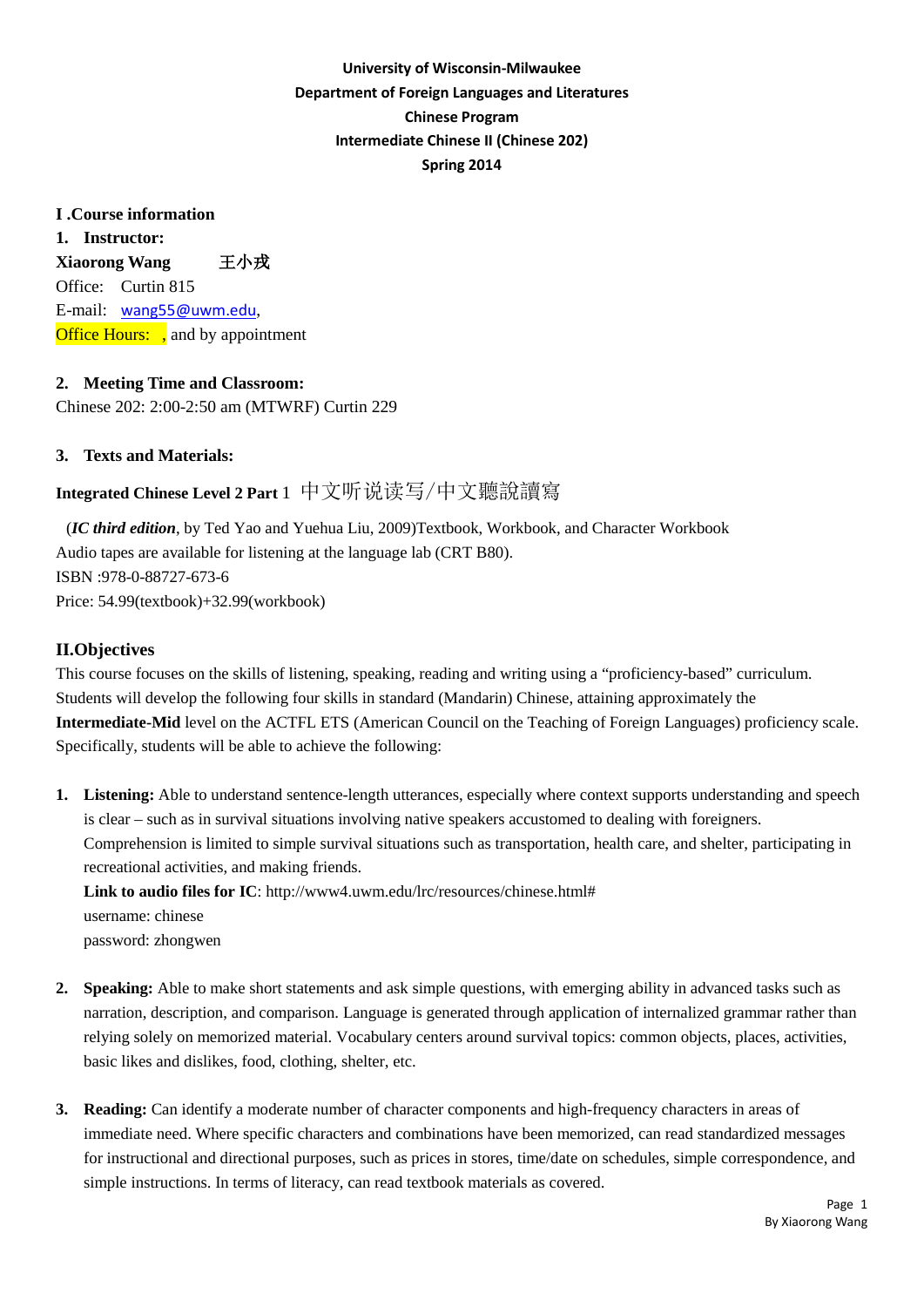**University of Wisconsin-Milwaukee**
**Department of Foreign Languages and Literatures**
**Chinese Program**
**Intermediate Chinese II (Chinese 202)**
**Spring 2014**

## I .Course information

**1. Instructor:**

**Xiaorong Wang** 王小戎

Office: Curtin 815

E-mail: wang55@uwm.edu,

Office Hours: , and by appointment

**2. Meeting Time and Classroom:**

Chinese 202: 2:00-2:50 am (MTWRF) Curtin 229

**3. Texts and Materials:**

**Integrated Chinese Level 2 Part** 1 中文听说读写/中文聽說讀寫

(***IC third edition***, by Ted Yao and Yuehua Liu, 2009)Textbook, Workbook, and Character Workbook

Audio tapes are available for listening at the language lab (CRT B80).

ISBN :978-0-88727-673-6

Price: 54.99(textbook)+32.99(workbook)

## II.Objectives

This course focuses on the skills of listening, speaking, reading and writing using a "proficiency-based" curriculum. Students will develop the following four skills in standard (Mandarin) Chinese, attaining approximately the **Intermediate-Mid** level on the ACTFL ETS (American Council on the Teaching of Foreign Languages) proficiency scale. Specifically, students will be able to achieve the following:

1. **Listening:** Able to understand sentence-length utterances, especially where context supports understanding and speech is clear – such as in survival situations involving native speakers accustomed to dealing with foreigners. Comprehension is limited to simple survival situations such as transportation, health care, and shelter, participating in recreational activities, and making friends.
   **Link to audio files for IC**: http://www4.uwm.edu/lrc/resources/chinese.html#
   username: chinese
   password: zhongwen

2. **Speaking:** Able to make short statements and ask simple questions, with emerging ability in advanced tasks such as narration, description, and comparison. Language is generated through application of internalized grammar rather than relying solely on memorized material. Vocabulary centers around survival topics: common objects, places, activities, basic likes and dislikes, food, clothing, shelter, etc.

3. **Reading:** Can identify a moderate number of character components and high-frequency characters in areas of immediate need. Where specific characters and combinations have been memorized, can read standardized messages for instructional and directional purposes, such as prices in stores, time/date on schedules, simple correspondence, and simple instructions. In terms of literacy, can read textbook materials as covered.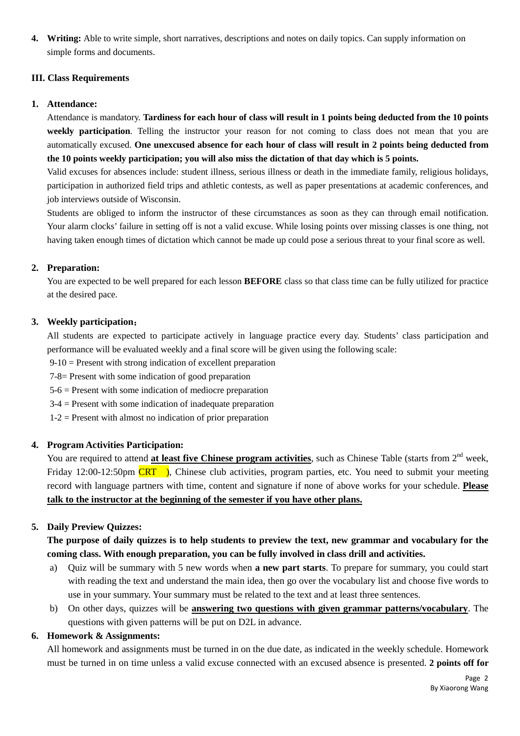4. **Writing:** Able to write simple, short narratives, descriptions and notes on daily topics. Can supply information on simple forms and documents.

## III. Class Requirements

1. **Attendance:**

   Attendance is mandatory. **Tardiness for each hour of class will result in 1 points being deducted from the 10 points weekly participation**. Telling the instructor your reason for not coming to class does not mean that you are automatically excused. **One unexcused absence for each hour of class will result in 2 points being deducted from the 10 points weekly participation; you will also miss the dictation of that day which is 5 points.**

   Valid excuses for absences include: student illness, serious illness or death in the immediate family, religious holidays, participation in authorized field trips and athletic contests, as well as paper presentations at academic conferences, and job interviews outside of Wisconsin.

   Students are obliged to inform the instructor of these circumstances as soon as they can through email notification. Your alarm clocks' failure in setting off is not a valid excuse. While losing points over missing classes is one thing, not having taken enough times of dictation which cannot be made up could pose a serious threat to your final score as well.

2. **Preparation:**

   You are expected to be well prepared for each lesson **BEFORE** class so that class time can be fully utilized for practice at the desired pace.

3. **Weekly participation：**

   All students are expected to participate actively in language practice every day. Students' class participation and performance will be evaluated weekly and a final score will be given using the following scale:

   9-10 = Present with strong indication of excellent preparation
   7-8= Present with some indication of good preparation
   5-6 = Present with some indication of mediocre preparation
   3-4 = Present with some indication of inadequate preparation
   1-2 = Present with almost no indication of prior preparation

4. **Program Activities Participation:**

   You are required to attend **at least five Chinese program activities**, such as Chinese Table (starts from 2nd week, Friday 12:00-12:50pm CRT ), Chinese club activities, program parties, etc. You need to submit your meeting record with language partners with time, content and signature if none of above works for your schedule. **Please talk to the instructor at the beginning of the semester if you have other plans.**

5. **Daily Preview Quizzes:**

   **The purpose of daily quizzes is to help students to preview the text, new grammar and vocabulary for the coming class. With enough preparation, you can be fully involved in class drill and activities.**

   a) Quiz will be summary with 5 new words when **a new part starts**. To prepare for summary, you could start with reading the text and understand the main idea, then go over the vocabulary list and choose five words to use in your summary. Your summary must be related to the text and at least three sentences.
   b) On other days, quizzes will be **answering two questions with given grammar patterns/vocabulary**. The questions with given patterns will be put on D2L in advance.

6. **Homework & Assignments:**

   All homework and assignments must be turned in on the due date, as indicated in the weekly schedule. Homework must be turned in on time unless a valid excuse connected with an excused absence is presented. **2 points off for**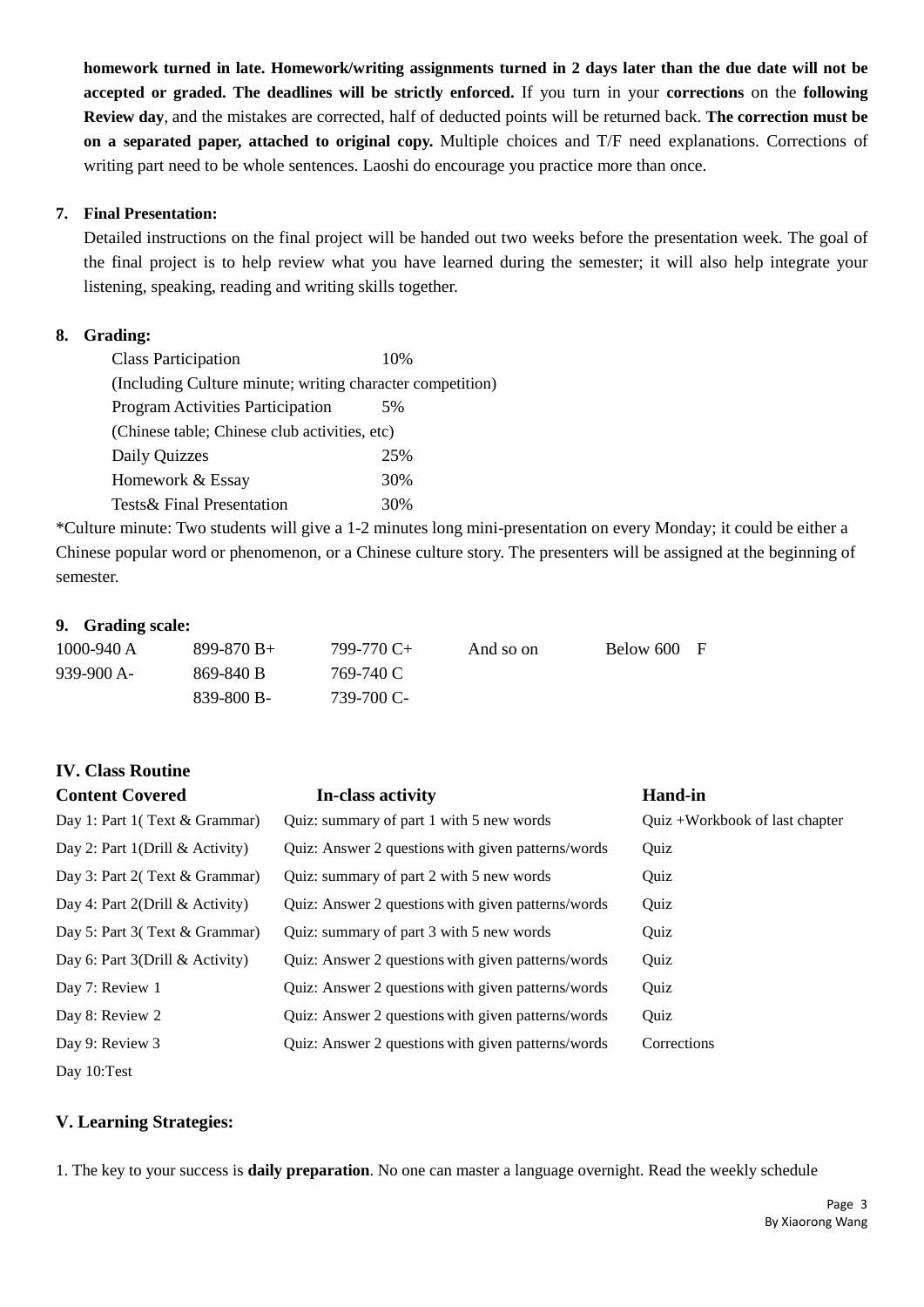**homework turned in late. Homework/writing assignments turned in 2 days later than the due date will not be accepted or graded. The deadlines will be strictly enforced.** If you turn in your **corrections** on the **following Review day**, and the mistakes are corrected, half of deducted points will be returned back. **The correction must be on a separated paper, attached to original copy.** Multiple choices and T/F need explanations. Corrections of writing part need to be whole sentences. Laoshi do encourage you practice more than once.

**7. Final Presentation:**

Detailed instructions on the final project will be handed out two weeks before the presentation week. The goal of the final project is to help review what you have learned during the semester; it will also help integrate your listening, speaking, reading and writing skills together.

**8. Grading:**

| | |
|---|---|
| Class Participation | 10% |
| (Including Culture minute; writing character competition) | |
| Program Activities Participation | 5% |
| (Chinese table; Chinese club activities, etc) | |
| Daily Quizzes | 25% |
| Homework & Essay | 30% |
| Tests& Final Presentation | 30% |

*Culture minute: Two students will give a 1-2 minutes long mini-presentation on every Monday; it could be either a Chinese popular word or phenomenon, or a Chinese culture story. The presenters will be assigned at the beginning of semester.

**9. Grading scale:**

| | | | | |
|---|---|---|---|---|
| 1000-940 A | 899-870 B+ | 799-770 C+ | And so on | Below 600 F |
| 939-900 A- | 869-840 B | 769-740 C | | |
| | 839-800 B- | 739-700 C- | | |

## IV. Class Routine

| Content Covered | In-class activity | Hand-in |
|---|---|---|
| Day 1: Part 1( Text & Grammar) | Quiz: summary of part 1 with 5 new words | Quiz +Workbook of last chapter |
| Day 2: Part 1(Drill & Activity) | Quiz: Answer 2 questions with given patterns/words | Quiz |
| Day 3: Part 2( Text & Grammar) | Quiz: summary of part 2 with 5 new words | Quiz |
| Day 4: Part 2(Drill & Activity) | Quiz: Answer 2 questions with given patterns/words | Quiz |
| Day 5: Part 3( Text & Grammar) | Quiz: summary of part 3 with 5 new words | Quiz |
| Day 6: Part 3(Drill & Activity) | Quiz: Answer 2 questions with given patterns/words | Quiz |
| Day 7: Review 1 | Quiz: Answer 2 questions with given patterns/words | Quiz |
| Day 8: Review 2 | Quiz: Answer 2 questions with given patterns/words | Quiz |
| Day 9: Review 3 | Quiz: Answer 2 questions with given patterns/words | Corrections |
| Day 10:Test | | |

## V. Learning Strategies:

1. The key to your success is **daily preparation**. No one can master a language overnight. Read the weekly schedule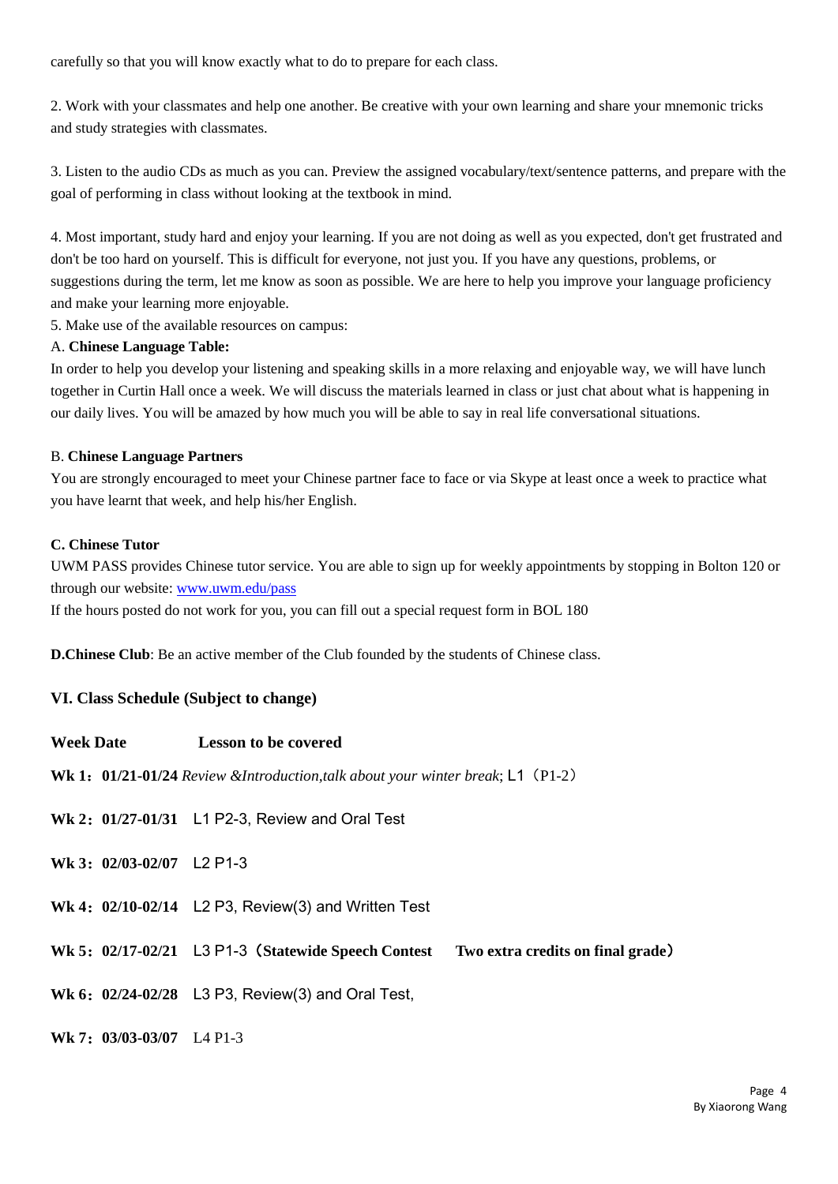carefully so that you will know exactly what to do to prepare for each class.

2. Work with your classmates and help one another. Be creative with your own learning and share your mnemonic tricks and study strategies with classmates.

3. Listen to the audio CDs as much as you can. Preview the assigned vocabulary/text/sentence patterns, and prepare with the goal of performing in class without looking at the textbook in mind.

4. Most important, study hard and enjoy your learning. If you are not doing as well as you expected, don't get frustrated and don't be too hard on yourself. This is difficult for everyone, not just you. If you have any questions, problems, or suggestions during the term, let me know as soon as possible. We are here to help you improve your language proficiency and make your learning more enjoyable.

5. Make use of the available resources on campus:

A. **Chinese Language Table:**

In order to help you develop your listening and speaking skills in a more relaxing and enjoyable way, we will have lunch together in Curtin Hall once a week. We will discuss the materials learned in class or just chat about what is happening in our daily lives. You will be amazed by how much you will be able to say in real life conversational situations.

B. **Chinese Language Partners**

You are strongly encouraged to meet your Chinese partner face to face or via Skype at least once a week to practice what you have learnt that week, and help his/her English.

**C. Chinese Tutor**

UWM PASS provides Chinese tutor service. You are able to sign up for weekly appointments by stopping in Bolton 120 or through our website: [www.uwm.edu/pass](www.uwm.edu/pass)

If the hours posted do not work for you, you can fill out a special request form in BOL 180

**D.Chinese Club**: Be an active member of the Club founded by the students of Chinese class.

## VI. Class Schedule (Subject to change)

**Week Date** **Lesson to be covered**

**Wk 1：01/21-01/24** *Review &Introduction,talk about your winter break*; L1（P1-2）

**Wk 2：01/27-01/31** L1 P2-3, Review and Oral Test

**Wk 3：02/03-02/07** L2 P1-3

**Wk 4：02/10-02/14** L2 P3, Review(3) and Written Test

**Wk 5：02/17-02/21** L3 P1-3（**Statewide Speech Contest Two extra credits on final grade**）

**Wk 6：02/24-02/28** L3 P3, Review(3) and Oral Test,

**Wk 7：03/03-03/07** L4 P1-3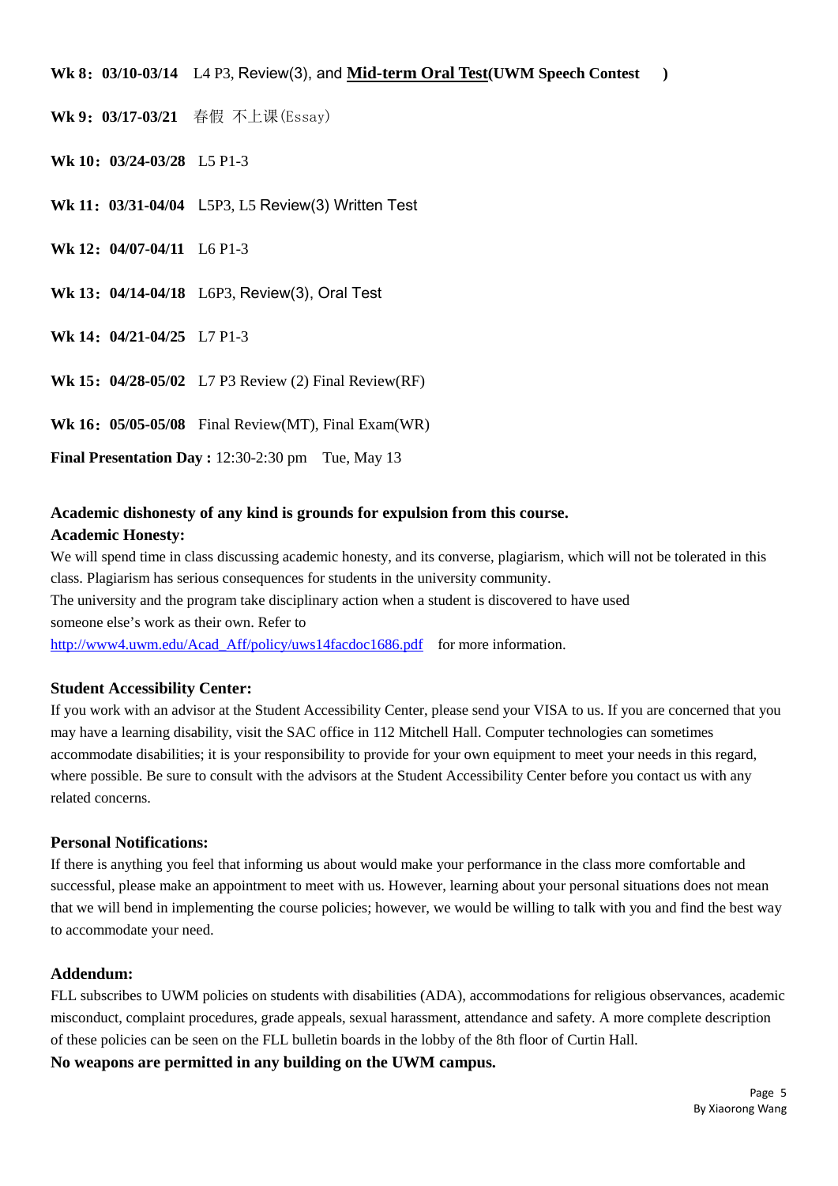**Wk 8：03/10-03/14** L4 P3, Review(3), and **Mid-term Oral Test(UWM Speech Contest )**

**Wk 9：03/17-03/21** 春假 不上课(Essay)

**Wk 10：03/24-03/28** L5 P1-3

**Wk 11：03/31-04/04** L5P3, L5 Review(3) Written Test

**Wk 12：04/07-04/11** L6 P1-3

**Wk 13：04/14-04/18** L6P3, Review(3), Oral Test

**Wk 14：04/21-04/25** L7 P1-3

**Wk 15：04/28-05/02** L7 P3 Review (2) Final Review(RF)

**Wk 16：05/05-05/08** Final Review(MT), Final Exam(WR)

**Final Presentation Day :** 12:30-2:30 pm Tue, May 13

**Academic dishonesty of any kind is grounds for expulsion from this course.**

**Academic Honesty:**

We will spend time in class discussing academic honesty, and its converse, plagiarism, which will not be tolerated in this class. Plagiarism has serious consequences for students in the university community.
The university and the program take disciplinary action when a student is discovered to have used someone else's work as their own. Refer to http://www4.uwm.edu/Acad_Aff/policy/uws14facdoc1686.pdf for more information.

**Student Accessibility Center:**

If you work with an advisor at the Student Accessibility Center, please send your VISA to us. If you are concerned that you may have a learning disability, visit the SAC office in 112 Mitchell Hall. Computer technologies can sometimes accommodate disabilities; it is your responsibility to provide for your own equipment to meet your needs in this regard, where possible. Be sure to consult with the advisors at the Student Accessibility Center before you contact us with any related concerns.

**Personal Notifications:**

If there is anything you feel that informing us about would make your performance in the class more comfortable and successful, please make an appointment to meet with us. However, learning about your personal situations does not mean that we will bend in implementing the course policies; however, we would be willing to talk with you and find the best way to accommodate your need.

**Addendum:**

FLL subscribes to UWM policies on students with disabilities (ADA), accommodations for religious observances, academic misconduct, complaint procedures, grade appeals, sexual harassment, attendance and safety. A more complete description of these policies can be seen on the FLL bulletin boards in the lobby of the 8th floor of Curtin Hall.

**No weapons are permitted in any building on the UWM campus.**

By Xiaorong Wang